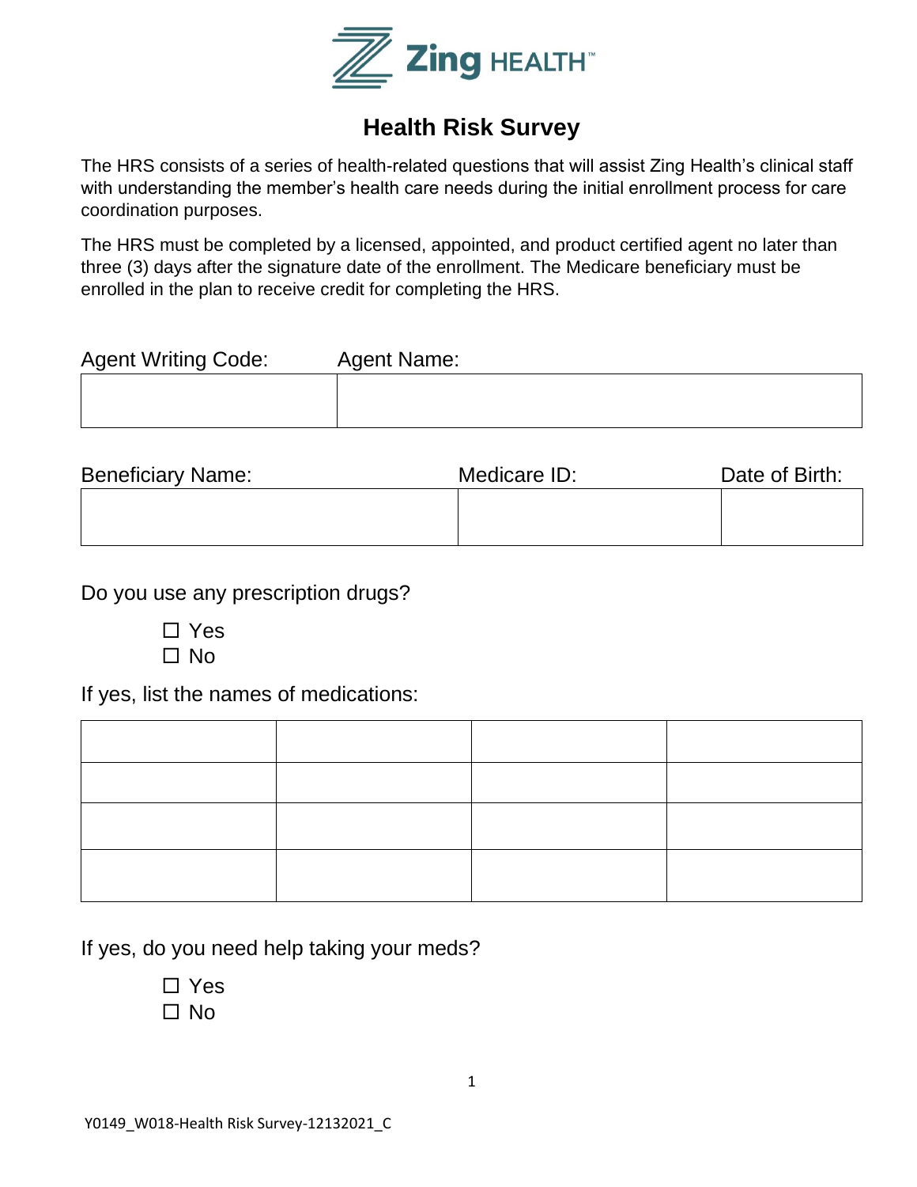Zing HEALTH™

# Health Risk Survey

The HRS consists of a series of health-related questions that will assist Zing Health's clinical staff with understanding the member's health care needs during the initial enrollment process for care coordination purposes.

The HRS must be completed by a licensed, appointed, and product certified agent no later than three (3) days after the signature date of the enrollment. The Medicare beneficiary must be enrolled in the plan to receive credit for completing the HRS.

| Agent Writing Code: | Agent Name: |
|---|---|
| | |

| Beneficiary Name: | Medicare ID: | Date of Birth: |
|---|---|---|
| | | |

Do you use any prescription drugs?

- ☐ Yes
- ☐ No

If yes, list the names of medications:

| | | | |
|---|---|---|---|
| | | | |
| | | | |
| | | | |
| | | | |

If yes, do you need help taking your meds?

- ☐ Yes
- ☐ No

Y0149_W018-Health Risk Survey-12132021_C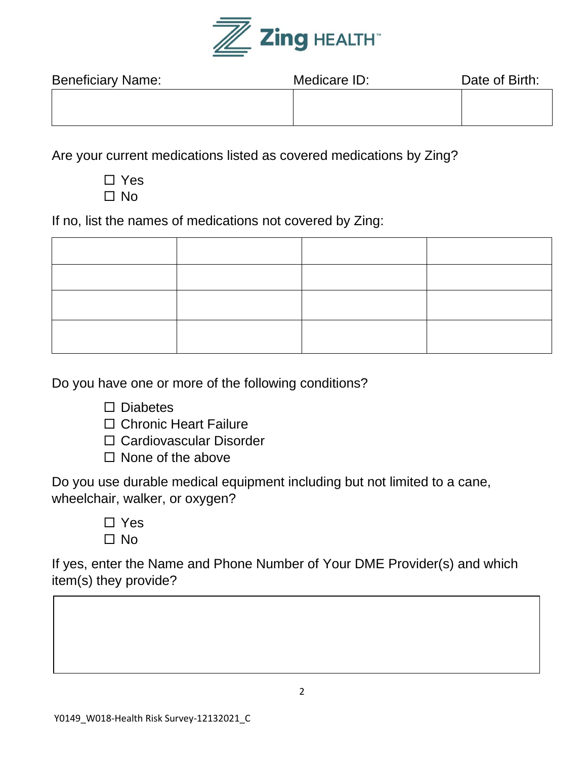Zing HEALTH™

| Beneficiary Name: | Medicare ID: | Date of Birth: |
|---|---|---|
| | | |

Are your current medications listed as covered medications by Zing?

☐ Yes
☐ No

If no, list the names of medications not covered by Zing:

| | | | |
|---|---|---|---|
| | | | |
| | | | |
| | | | |
| | | | |

Do you have one or more of the following conditions?

☐ Diabetes
☐ Chronic Heart Failure
☐ Cardiovascular Disorder
☐ None of the above

Do you use durable medical equipment including but not limited to a cane, wheelchair, walker, or oxygen?

☐ Yes
☐ No

If yes, enter the Name and Phone Number of Your DME Provider(s) and which item(s) they provide?

| |
|---|
| |

Y0149_W018-Health Risk Survey-12132021_C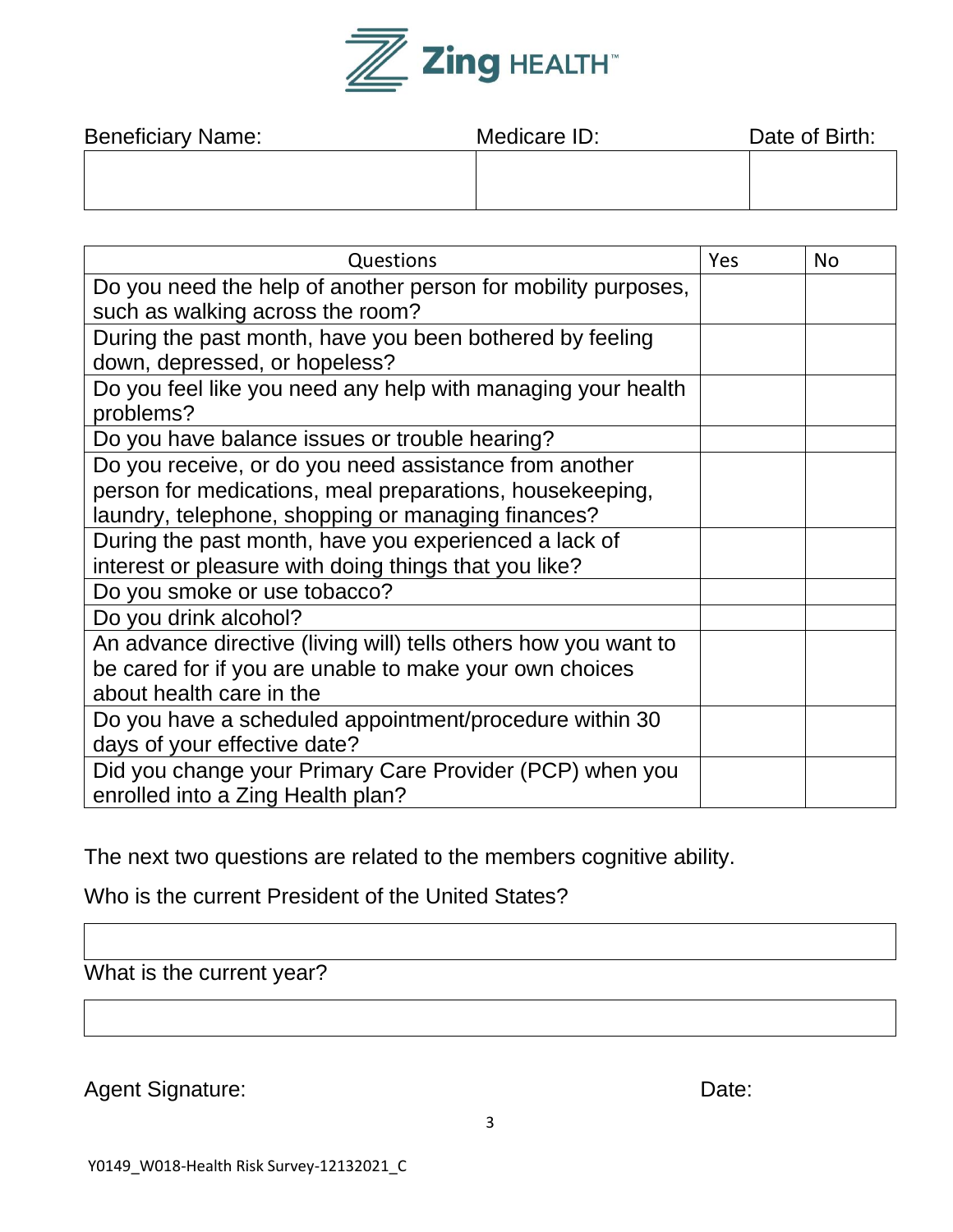Zing HEALTH™

| Beneficiary Name: | Medicare ID: | Date of Birth: |
|---|---|---|
| | | |

| Questions | Yes | No |
|---|---|---|
| Do you need the help of another person for mobility purposes, such as walking across the room? | | |
| During the past month, have you been bothered by feeling down, depressed, or hopeless? | | |
| Do you feel like you need any help with managing your health problems? | | |
| Do you have balance issues or trouble hearing? | | |
| Do you receive, or do you need assistance from another person for medications, meal preparations, housekeeping, laundry, telephone, shopping or managing finances? | | |
| During the past month, have you experienced a lack of interest or pleasure with doing things that you like? | | |
| Do you smoke or use tobacco? | | |
| Do you drink alcohol? | | |
| An advance directive (living will) tells others how you want to be cared for if you are unable to make your own choices about health care in the | | |
| Do you have a scheduled appointment/procedure within 30 days of your effective date? | | |
| Did you change your Primary Care Provider (PCP) when you enrolled into a Zing Health plan? | | |

The next two questions are related to the members cognitive ability.

Who is the current President of the United States?

| |
|---|

What is the current year?

| |
|---|

Agent Signature: Date:

Y0149_W018-Health Risk Survey-12132021_C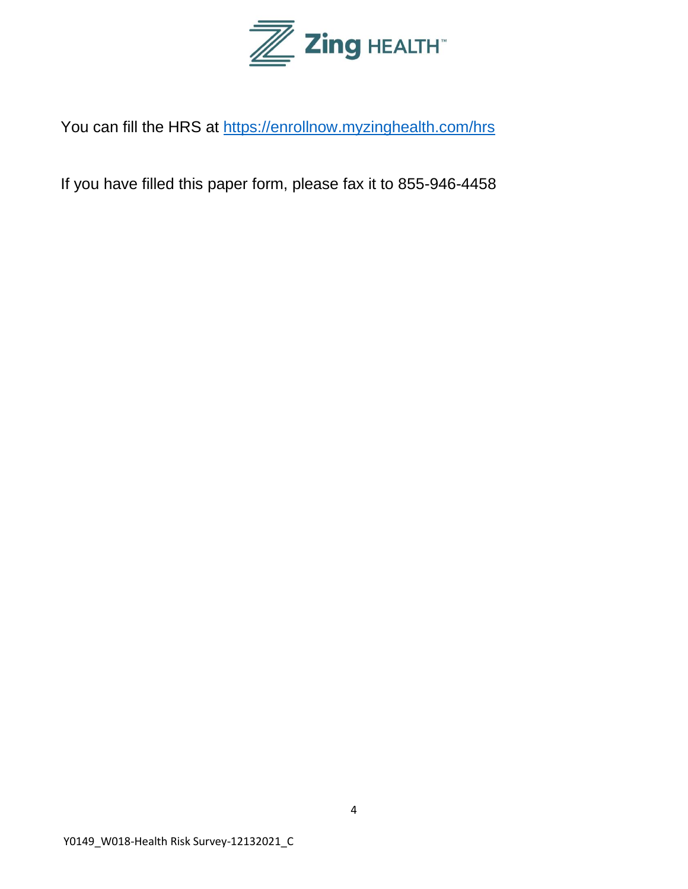Zing HEALTH™

You can fill the HRS at [https://enrollnow.myzinghealth.com/hrs](https://enrollnow.myzinghealth.com/hrs)

If you have filled this paper form, please fax it to 855-946-4458